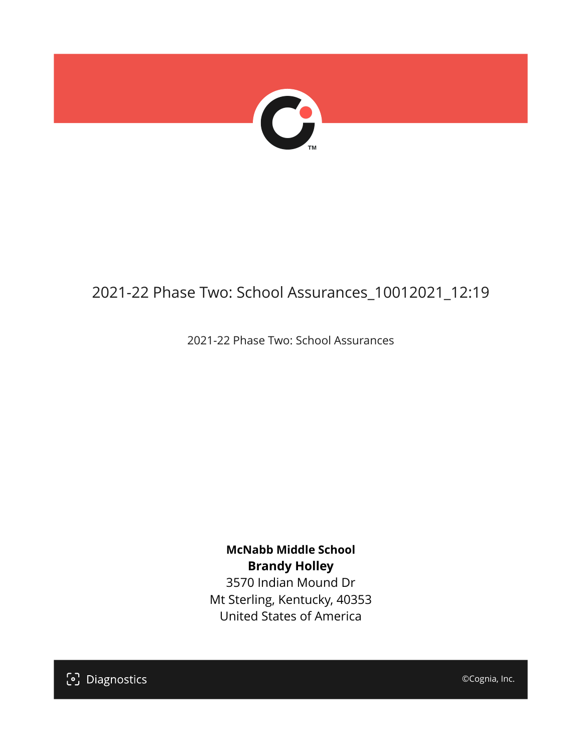# 2021-22 Phase Two: School Assurances_10012021_12:19

2021-22 Phase Two: School Assurances

**McNabb Middle School**
**Brandy Holley**
3570 Indian Mound Dr
Mt Sterling, Kentucky, 40353
United States of America

Diagnostics

©Cognia, Inc.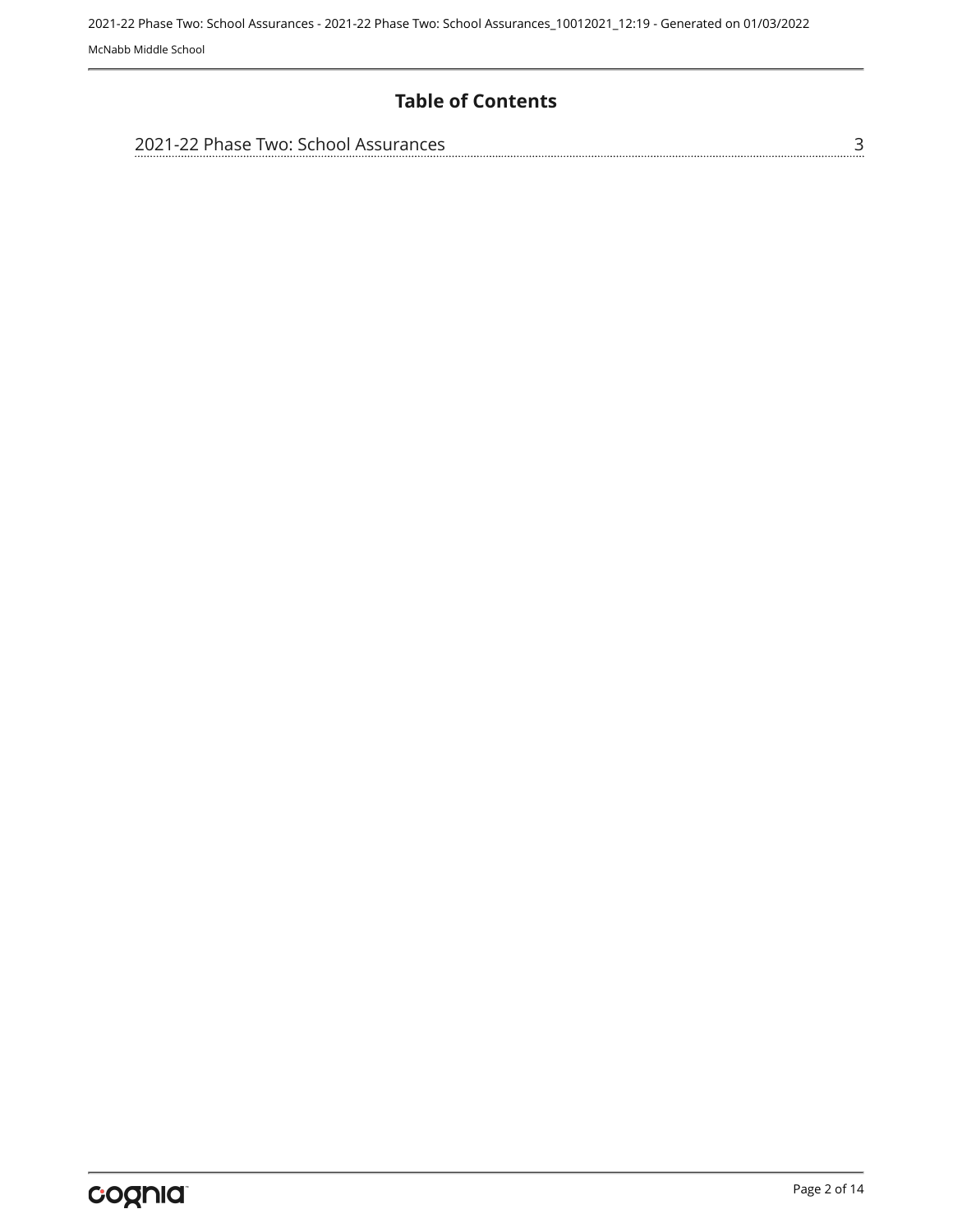# Table of Contents

| | |
|---|---|
| 2021-22 Phase Two: School Assurances | 3 |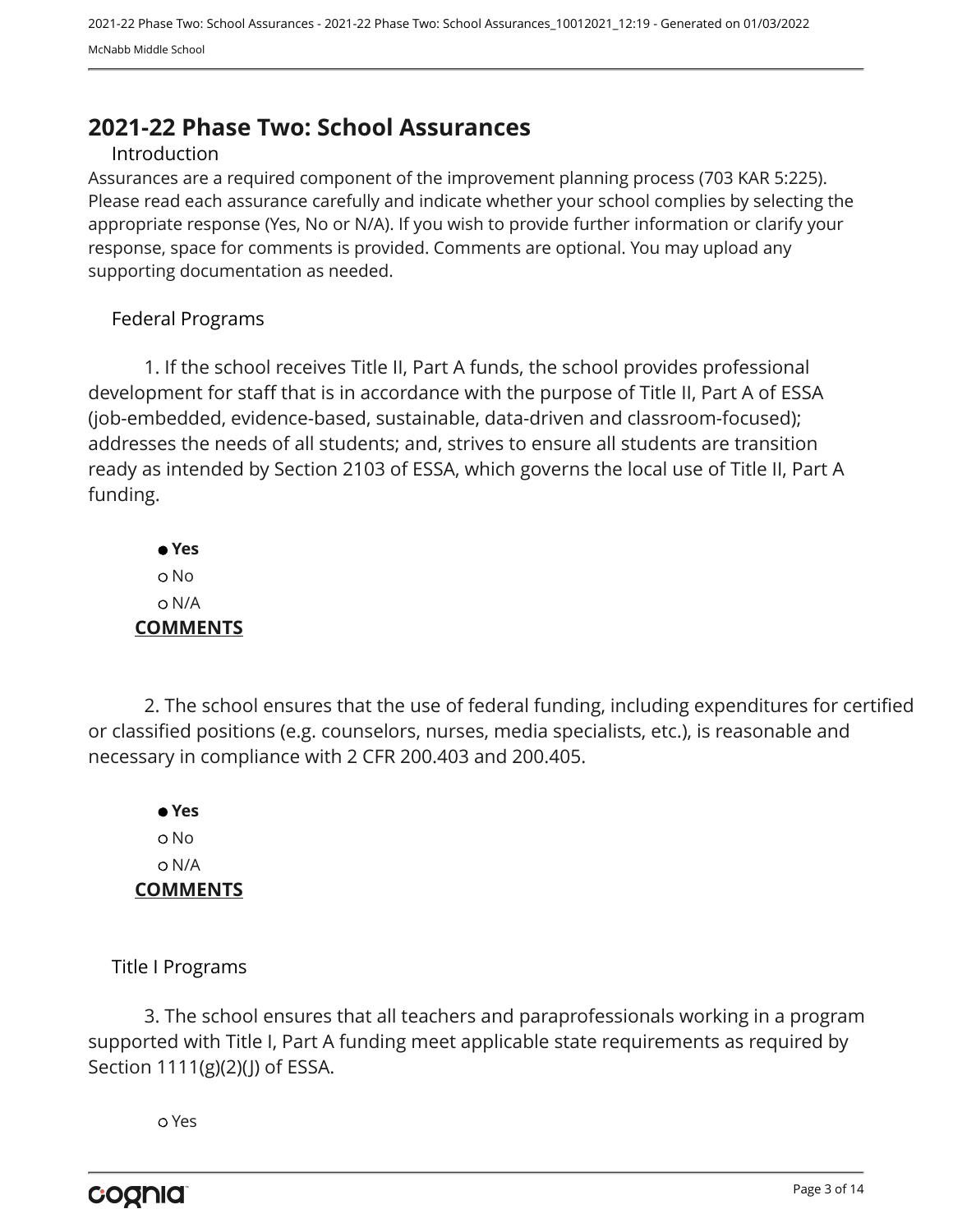# 2021-22 Phase Two: School Assurances

## Introduction

Assurances are a required component of the improvement planning process (703 KAR 5:225). Please read each assurance carefully and indicate whether your school complies by selecting the appropriate response (Yes, No or N/A). If you wish to provide further information or clarify your response, space for comments is provided. Comments are optional. You may upload any supporting documentation as needed.

## Federal Programs

1. If the school receives Title II, Part A funds, the school provides professional development for staff that is in accordance with the purpose of Title II, Part A of ESSA (job-embedded, evidence-based, sustainable, data-driven and classroom-focused); addresses the needs of all students; and, strives to ensure all students are transition ready as intended by Section 2103 of ESSA, which governs the local use of Title II, Part A funding.

- ● **Yes**
- ○ No
- ○ N/A

**COMMENTS**

2. The school ensures that the use of federal funding, including expenditures for certified or classified positions (e.g. counselors, nurses, media specialists, etc.), is reasonable and necessary in compliance with 2 CFR 200.403 and 200.405.

- ● **Yes**
- ○ No
- ○ N/A

**COMMENTS**

## Title I Programs

3. The school ensures that all teachers and paraprofessionals working in a program supported with Title I, Part A funding meet applicable state requirements as required by Section 1111(g)(2)(J) of ESSA.

- ○ Yes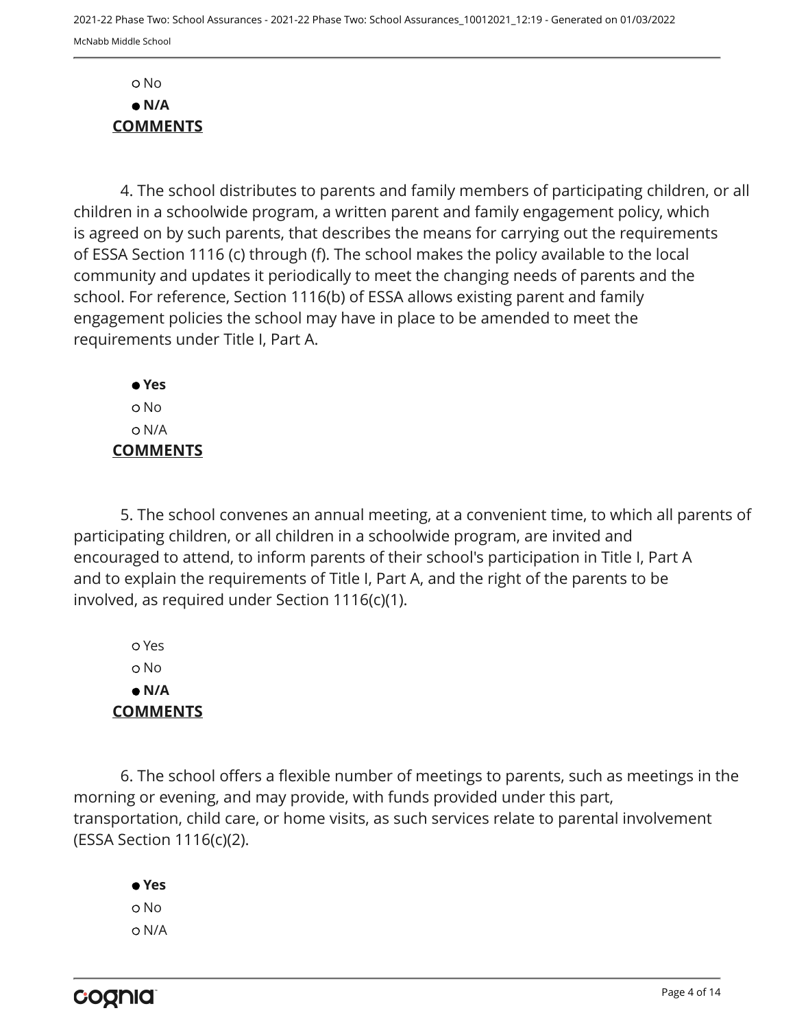○ No

● **N/A**

**COMMENTS**

4. The school distributes to parents and family members of participating children, or all children in a schoolwide program, a written parent and family engagement policy, which is agreed on by such parents, that describes the means for carrying out the requirements of ESSA Section 1116 (c) through (f). The school makes the policy available to the local community and updates it periodically to meet the changing needs of parents and the school. For reference, Section 1116(b) of ESSA allows existing parent and family engagement policies the school may have in place to be amended to meet the requirements under Title I, Part A.

● **Yes**

○ No

○ N/A

**COMMENTS**

5. The school convenes an annual meeting, at a convenient time, to which all parents of participating children, or all children in a schoolwide program, are invited and encouraged to attend, to inform parents of their school's participation in Title I, Part A and to explain the requirements of Title I, Part A, and the right of the parents to be involved, as required under Section 1116(c)(1).

○ Yes

○ No

● **N/A**

**COMMENTS**

6. The school offers a flexible number of meetings to parents, such as meetings in the morning or evening, and may provide, with funds provided under this part, transportation, child care, or home visits, as such services relate to parental involvement (ESSA Section 1116(c)(2).

● **Yes**

○ No

○ N/A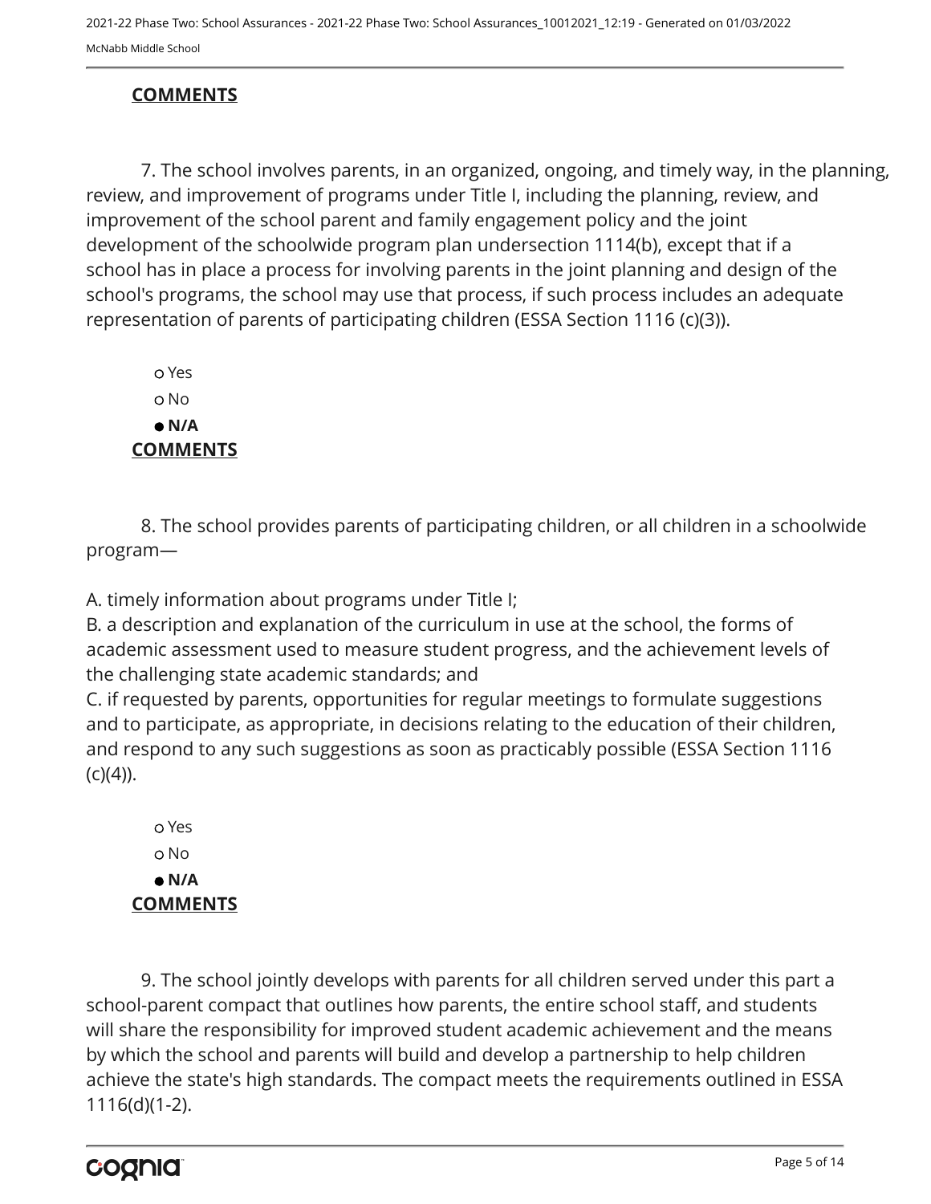**COMMENTS**

7. The school involves parents, in an organized, ongoing, and timely way, in the planning, review, and improvement of programs under Title I, including the planning, review, and improvement of the school parent and family engagement policy and the joint development of the schoolwide program plan undersection 1114(b), except that if a school has in place a process for involving parents in the joint planning and design of the school's programs, the school may use that process, if such process includes an adequate representation of parents of participating children (ESSA Section 1116 (c)(3)).

- ○ Yes
- ○ No
- ● **N/A**

**COMMENTS**

8. The school provides parents of participating children, or all children in a schoolwide program—

A. timely information about programs under Title I;
B. a description and explanation of the curriculum in use at the school, the forms of academic assessment used to measure student progress, and the achievement levels of the challenging state academic standards; and
C. if requested by parents, opportunities for regular meetings to formulate suggestions and to participate, as appropriate, in decisions relating to the education of their children, and respond to any such suggestions as soon as practicably possible (ESSA Section 1116 (c)(4)).

- ○ Yes
- ○ No
- ● **N/A**

**COMMENTS**

9. The school jointly develops with parents for all children served under this part a school-parent compact that outlines how parents, the entire school staff, and students will share the responsibility for improved student academic achievement and the means by which the school and parents will build and develop a partnership to help children achieve the state's high standards. The compact meets the requirements outlined in ESSA 1116(d)(1-2).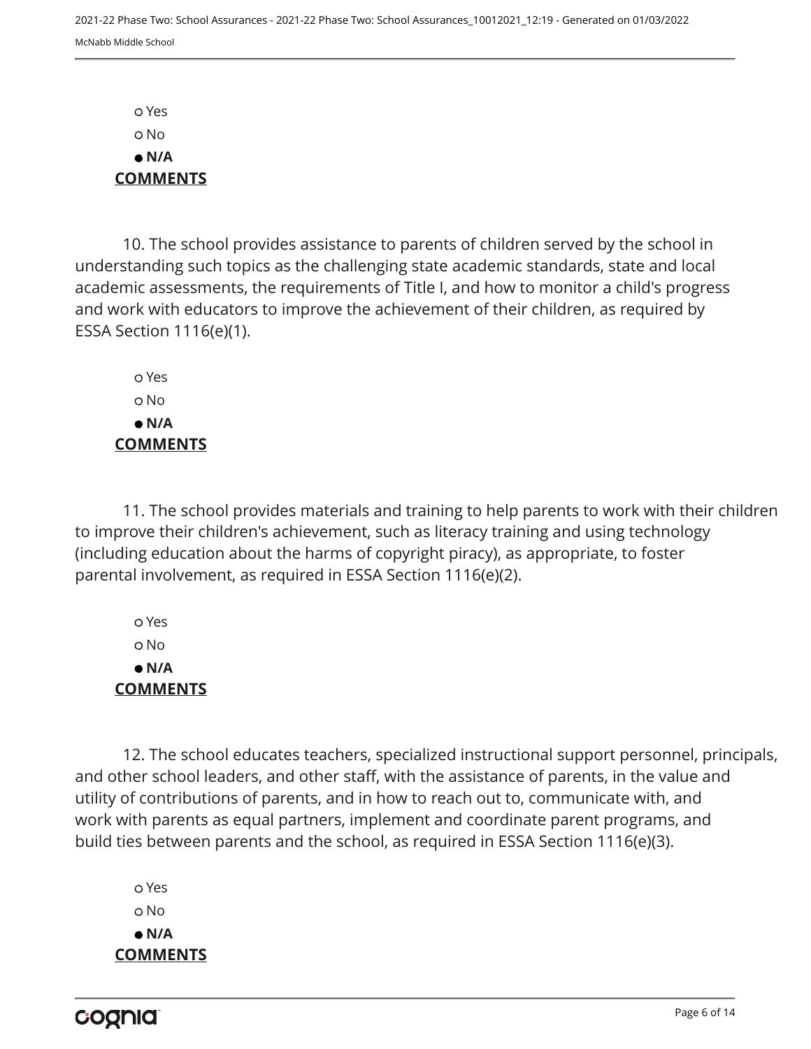○ Yes
○ No
● **N/A**

**COMMENTS**

10. The school provides assistance to parents of children served by the school in understanding such topics as the challenging state academic standards, state and local academic assessments, the requirements of Title I, and how to monitor a child's progress and work with educators to improve the achievement of their children, as required by ESSA Section 1116(e)(1).

○ Yes
○ No
● **N/A**

**COMMENTS**

11. The school provides materials and training to help parents to work with their children to improve their children's achievement, such as literacy training and using technology (including education about the harms of copyright piracy), as appropriate, to foster parental involvement, as required in ESSA Section 1116(e)(2).

○ Yes
○ No
● **N/A**

**COMMENTS**

12. The school educates teachers, specialized instructional support personnel, principals, and other school leaders, and other staff, with the assistance of parents, in the value and utility of contributions of parents, and in how to reach out to, communicate with, and work with parents as equal partners, implement and coordinate parent programs, and build ties between parents and the school, as required in ESSA Section 1116(e)(3).

○ Yes
○ No
● **N/A**

**COMMENTS**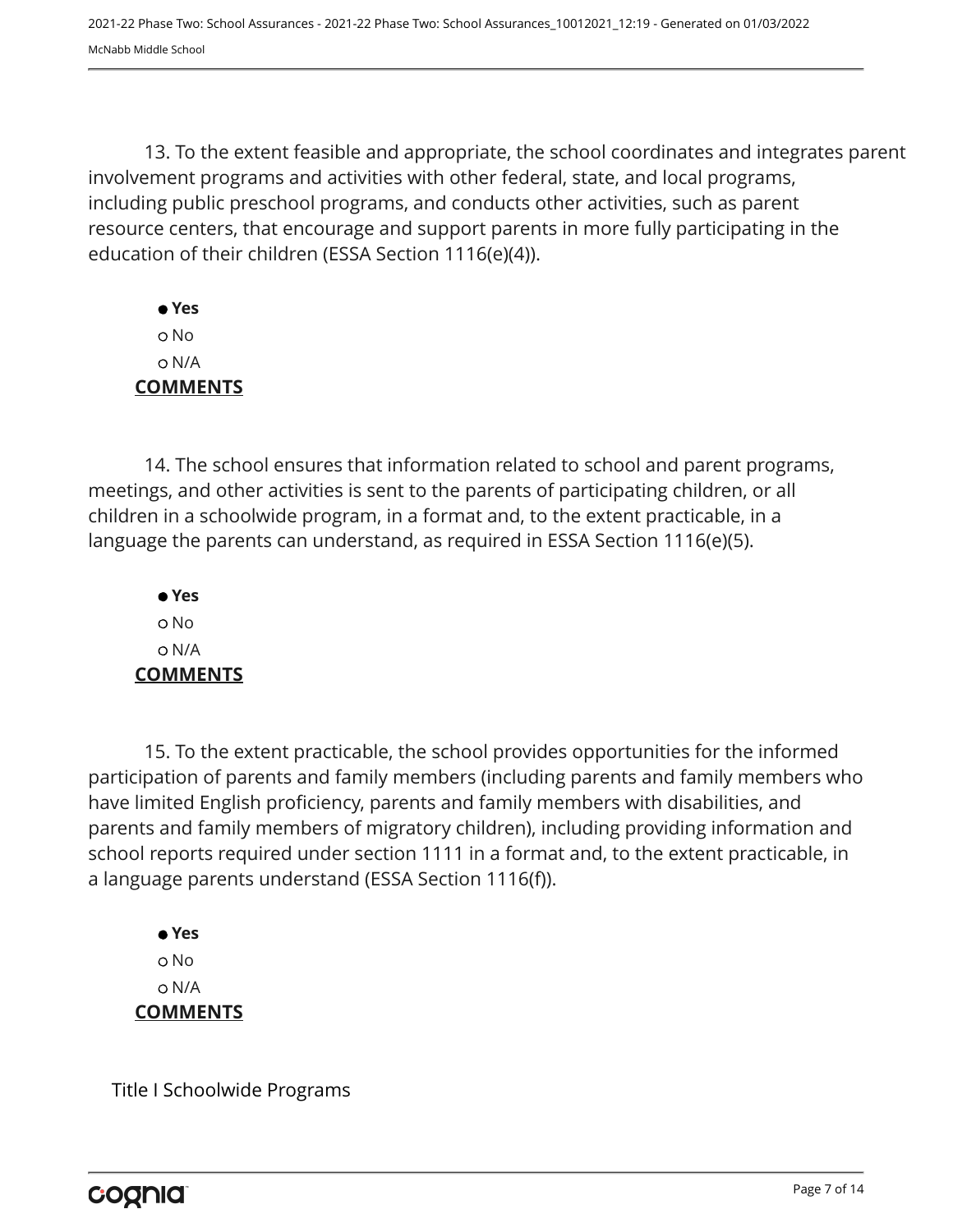13. To the extent feasible and appropriate, the school coordinates and integrates parent involvement programs and activities with other federal, state, and local programs, including public preschool programs, and conducts other activities, such as parent resource centers, that encourage and support parents in more fully participating in the education of their children (ESSA Section 1116(e)(4)).

- ● **Yes**
- ○ No
- ○ N/A

**COMMENTS**

14. The school ensures that information related to school and parent programs, meetings, and other activities is sent to the parents of participating children, or all children in a schoolwide program, in a format and, to the extent practicable, in a language the parents can understand, as required in ESSA Section 1116(e)(5).

- ● **Yes**
- ○ No
- ○ N/A

**COMMENTS**

15. To the extent practicable, the school provides opportunities for the informed participation of parents and family members (including parents and family members who have limited English proficiency, parents and family members with disabilities, and parents and family members of migratory children), including providing information and school reports required under section 1111 in a format and, to the extent practicable, in a language parents understand (ESSA Section 1116(f)).

- ● **Yes**
- ○ No
- ○ N/A

**COMMENTS**

Title I Schoolwide Programs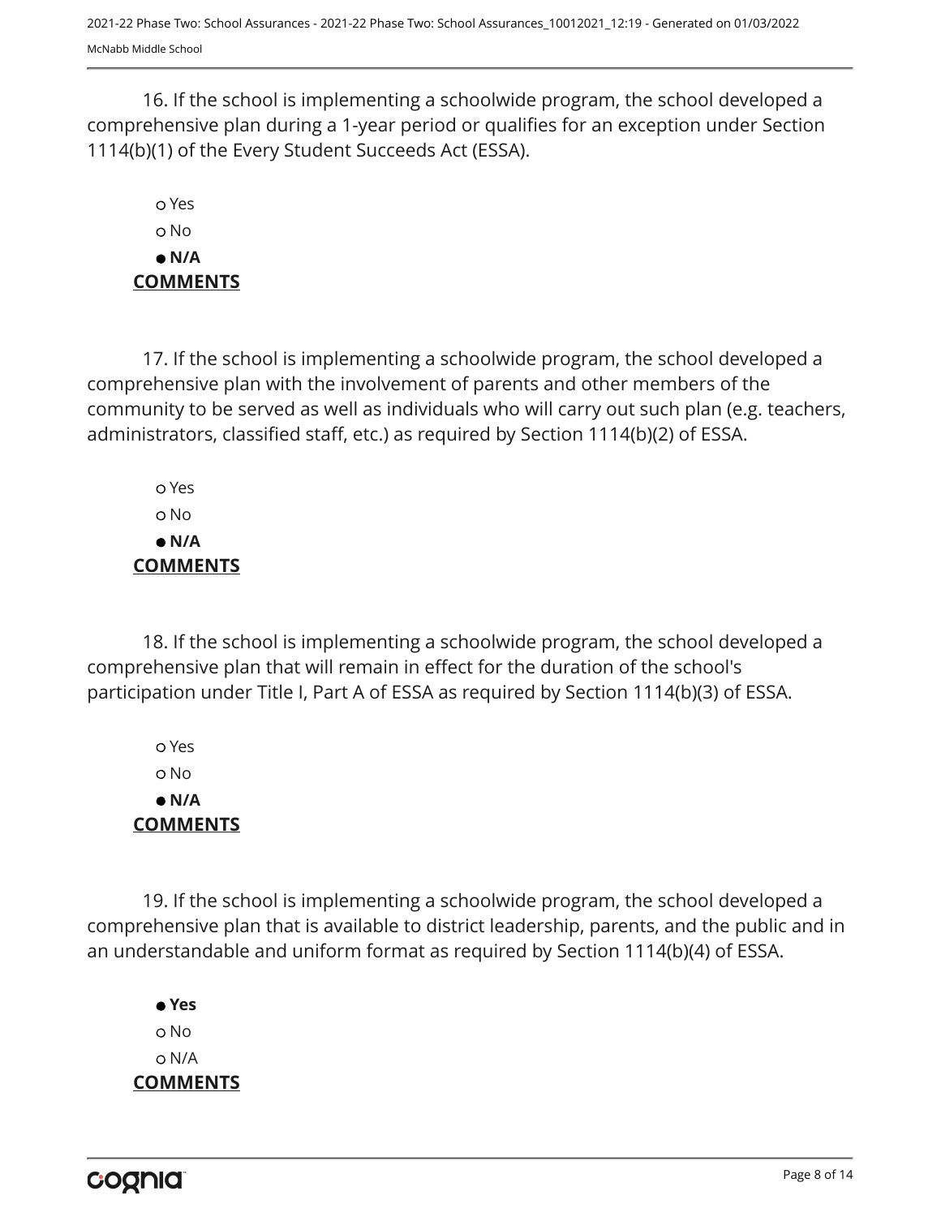16. If the school is implementing a schoolwide program, the school developed a comprehensive plan during a 1-year period or qualifies for an exception under Section 1114(b)(1) of the Every Student Succeeds Act (ESSA).

○ Yes
○ No
● **N/A**

**COMMENTS**

17. If the school is implementing a schoolwide program, the school developed a comprehensive plan with the involvement of parents and other members of the community to be served as well as individuals who will carry out such plan (e.g. teachers, administrators, classified staff, etc.) as required by Section 1114(b)(2) of ESSA.

○ Yes
○ No
● **N/A**

**COMMENTS**

18. If the school is implementing a schoolwide program, the school developed a comprehensive plan that will remain in effect for the duration of the school's participation under Title I, Part A of ESSA as required by Section 1114(b)(3) of ESSA.

○ Yes
○ No
● **N/A**

**COMMENTS**

19. If the school is implementing a schoolwide program, the school developed a comprehensive plan that is available to district leadership, parents, and the public and in an understandable and uniform format as required by Section 1114(b)(4) of ESSA.

● **Yes**
○ No
○ N/A

**COMMENTS**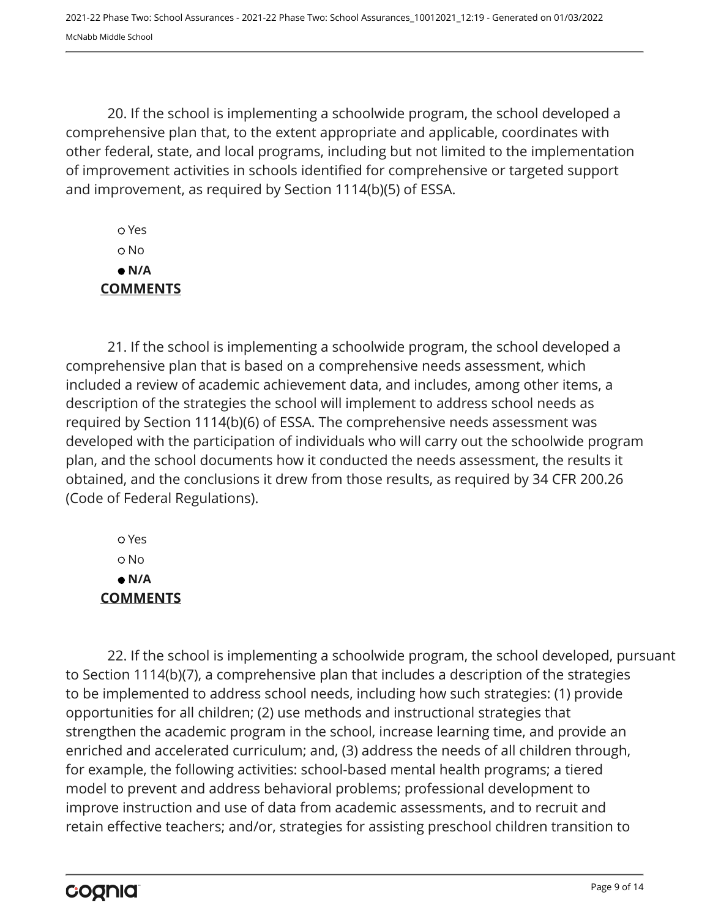20. If the school is implementing a schoolwide program, the school developed a comprehensive plan that, to the extent appropriate and applicable, coordinates with other federal, state, and local programs, including but not limited to the implementation of improvement activities in schools identified for comprehensive or targeted support and improvement, as required by Section 1114(b)(5) of ESSA.

- ○ Yes
- ○ No
- ● **N/A**

**COMMENTS**

21. If the school is implementing a schoolwide program, the school developed a comprehensive plan that is based on a comprehensive needs assessment, which included a review of academic achievement data, and includes, among other items, a description of the strategies the school will implement to address school needs as required by Section 1114(b)(6) of ESSA. The comprehensive needs assessment was developed with the participation of individuals who will carry out the schoolwide program plan, and the school documents how it conducted the needs assessment, the results it obtained, and the conclusions it drew from those results, as required by 34 CFR 200.26 (Code of Federal Regulations).

- ○ Yes
- ○ No
- ● **N/A**

**COMMENTS**

22. If the school is implementing a schoolwide program, the school developed, pursuant to Section 1114(b)(7), a comprehensive plan that includes a description of the strategies to be implemented to address school needs, including how such strategies: (1) provide opportunities for all children; (2) use methods and instructional strategies that strengthen the academic program in the school, increase learning time, and provide an enriched and accelerated curriculum; and, (3) address the needs of all children through, for example, the following activities: school-based mental health programs; a tiered model to prevent and address behavioral problems; professional development to improve instruction and use of data from academic assessments, and to recruit and retain effective teachers; and/or, strategies for assisting preschool children transition to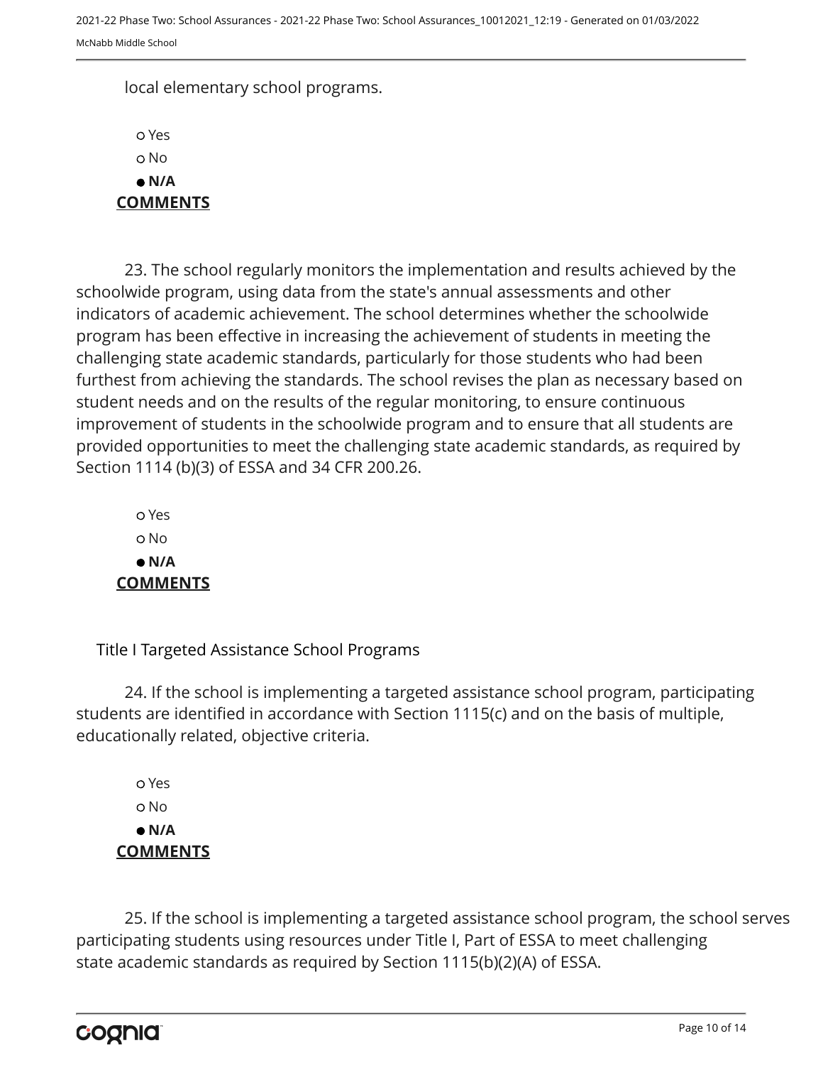local elementary school programs.

- ○ Yes
- ○ No
- ● **N/A**

**COMMENTS**

23. The school regularly monitors the implementation and results achieved by the schoolwide program, using data from the state's annual assessments and other indicators of academic achievement. The school determines whether the schoolwide program has been effective in increasing the achievement of students in meeting the challenging state academic standards, particularly for those students who had been furthest from achieving the standards. The school revises the plan as necessary based on student needs and on the results of the regular monitoring, to ensure continuous improvement of students in the schoolwide program and to ensure that all students are provided opportunities to meet the challenging state academic standards, as required by Section 1114 (b)(3) of ESSA and 34 CFR 200.26.

- ○ Yes
- ○ No
- ● **N/A**

**COMMENTS**

Title I Targeted Assistance School Programs

24. If the school is implementing a targeted assistance school program, participating students are identified in accordance with Section 1115(c) and on the basis of multiple, educationally related, objective criteria.

- ○ Yes
- ○ No
- ● **N/A**

**COMMENTS**

25. If the school is implementing a targeted assistance school program, the school serves participating students using resources under Title I, Part of ESSA to meet challenging state academic standards as required by Section 1115(b)(2)(A) of ESSA.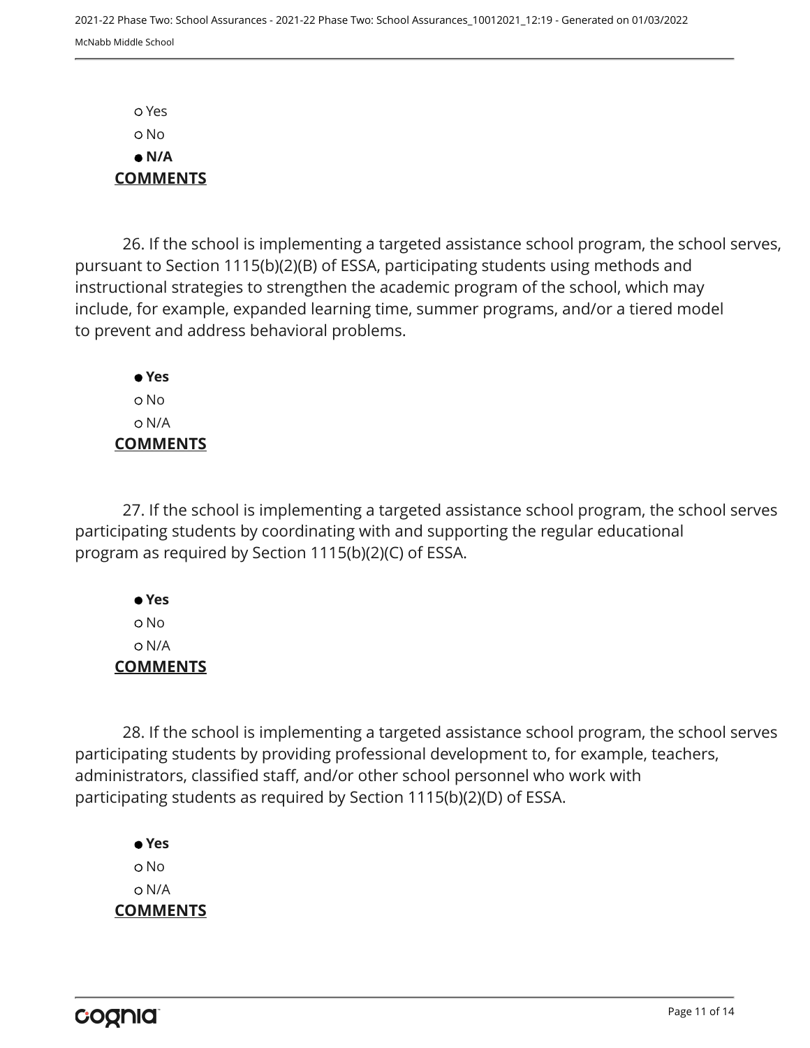○ Yes
○ No
● **N/A**

**COMMENTS**

26. If the school is implementing a targeted assistance school program, the school serves, pursuant to Section 1115(b)(2)(B) of ESSA, participating students using methods and instructional strategies to strengthen the academic program of the school, which may include, for example, expanded learning time, summer programs, and/or a tiered model to prevent and address behavioral problems.

● **Yes**
○ No
○ N/A

**COMMENTS**

27. If the school is implementing a targeted assistance school program, the school serves participating students by coordinating with and supporting the regular educational program as required by Section 1115(b)(2)(C) of ESSA.

● **Yes**
○ No
○ N/A

**COMMENTS**

28. If the school is implementing a targeted assistance school program, the school serves participating students by providing professional development to, for example, teachers, administrators, classified staff, and/or other school personnel who work with participating students as required by Section 1115(b)(2)(D) of ESSA.

● **Yes**
○ No
○ N/A

**COMMENTS**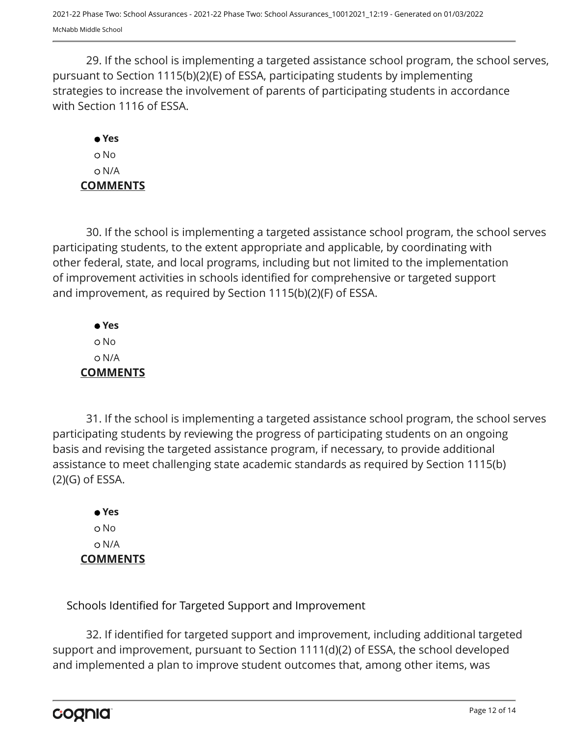29. If the school is implementing a targeted assistance school program, the school serves, pursuant to Section 1115(b)(2)(E) of ESSA, participating students by implementing strategies to increase the involvement of parents of participating students in accordance with Section 1116 of ESSA.

- ● **Yes**
- ○ No
- ○ N/A

**COMMENTS**

30. If the school is implementing a targeted assistance school program, the school serves participating students, to the extent appropriate and applicable, by coordinating with other federal, state, and local programs, including but not limited to the implementation of improvement activities in schools identified for comprehensive or targeted support and improvement, as required by Section 1115(b)(2)(F) of ESSA.

- ● **Yes**
- ○ No
- ○ N/A

**COMMENTS**

31. If the school is implementing a targeted assistance school program, the school serves participating students by reviewing the progress of participating students on an ongoing basis and revising the targeted assistance program, if necessary, to provide additional assistance to meet challenging state academic standards as required by Section 1115(b)(2)(G) of ESSA.

- ● **Yes**
- ○ No
- ○ N/A

**COMMENTS**

Schools Identified for Targeted Support and Improvement

32. If identified for targeted support and improvement, including additional targeted support and improvement, pursuant to Section 1111(d)(2) of ESSA, the school developed and implemented a plan to improve student outcomes that, among other items, was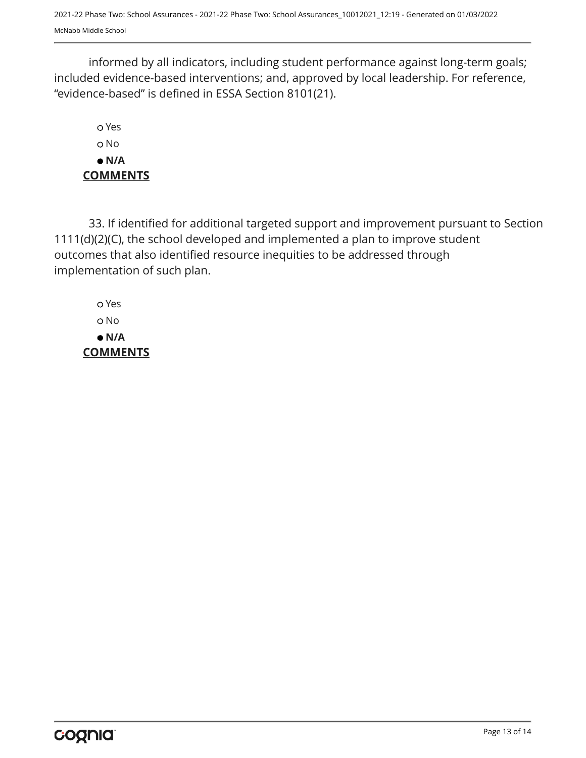informed by all indicators, including student performance against long-term goals; included evidence-based interventions; and, approved by local leadership. For reference, “evidence-based” is defined in ESSA Section 8101(21).

- ○ Yes
- ○ No
- ● **N/A**

**COMMENTS**

33. If identified for additional targeted support and improvement pursuant to Section 1111(d)(2)(C), the school developed and implemented a plan to improve student outcomes that also identified resource inequities to be addressed through implementation of such plan.

- ○ Yes
- ○ No
- ● **N/A**

**COMMENTS**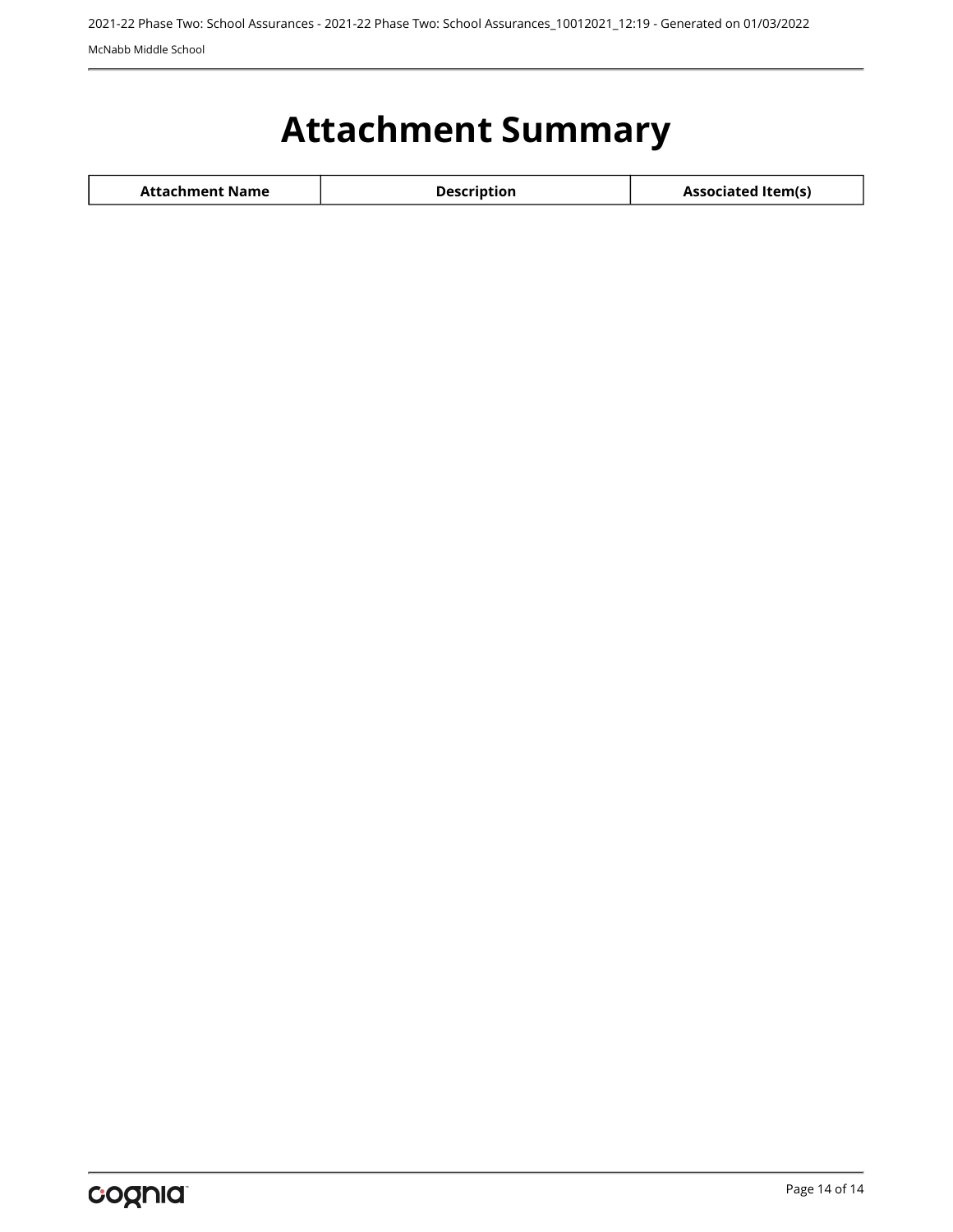# Attachment Summary

| Attachment Name | Description | Associated Item(s) |
| --- | --- | --- |